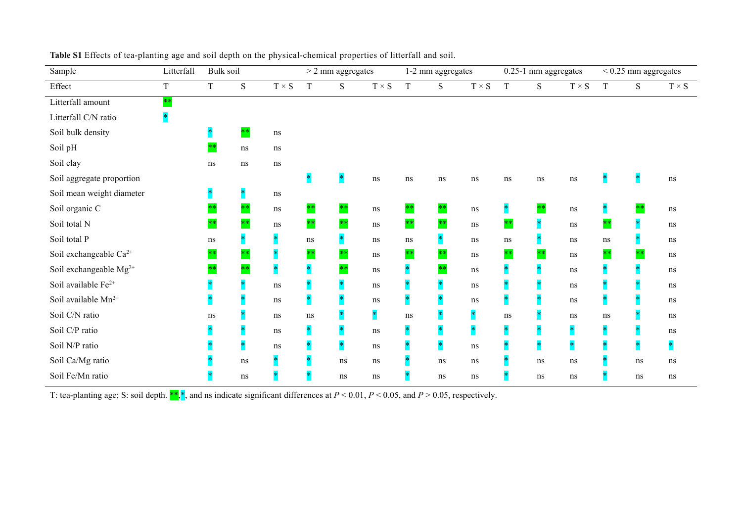**Table S1** Effects of tea-planting age and soil depth on the physical-chemical properties of litterfall and soil.

| Sample | Litterfall | Bulk soil | | | > 2 mm aggregates | | | 1-2 mm aggregates | | | 0.25-1 mm aggregates | | | < 0.25 mm aggregates | | |
|---|---|---|---|---|---|---|---|---|---|---|---|---|---|---|---|---|
| Effect | T | T | S | T × S | T | S | T × S | T | S | T × S | T | S | T × S | T | S | T × S |
| Litterfall amount | ** | | | | | | | | | | | | | | | |
| Litterfall C/N ratio | * | | | | | | | | | | | | | | | |
| Soil bulk density | | * | ** | ns | | | | | | | | | | | | |
| Soil pH | | ** | ns | ns | | | | | | | | | | | | |
| Soil clay | | ns | ns | ns | | | | | | | | | | | | |
| Soil aggregate proportion | | | | | * | * | ns | ns | ns | ns | ns | ns | ns | * | * | ns |
| Soil mean weight diameter | | * | * | ns | | | | | | | | | | | | |
| Soil organic C | | ** | ** | ns | ** | ** | ns | ** | ** | ns | * | ** | ns | * | ** | ns |
| Soil total N | | ** | ** | ns | ** | ** | ns | ** | ** | ns | ** | * | ns | ** | * | ns |
| Soil total P | | ns | * | * | ns | * | ns | ns | * | ns | ns | * | ns | ns | * | ns |
| Soil exchangeable $Ca^{2+}$ | | ** | ** | * | ** | ** | ns | ** | ** | ns | ** | ** | ns | ** | ** | ns |
| Soil exchangeable $Mg^{2+}$ | | ** | ** | * | * | ** | ns | * | ** | ns | * | * | ns | * | * | ns |
| Soil available $Fe^{2+}$ | | * | * | ns | * | * | ns | * | * | ns | * | * | ns | * | * | ns |
| Soil available $Mn^{2+}$ | | * | * | ns | * | * | ns | * | * | ns | * | * | ns | * | * | ns |
| Soil C/N ratio | | ns | * | ns | ns | * | * | ns | * | * | ns | * | ns | ns | * | ns |
| Soil C/P ratio | | * | * | ns | * | * | ns | * | * | * | * | * | * | * | * | ns |
| Soil N/P ratio | | * | * | ns | * | * | ns | * | * | ns | * | * | * | * | * | * |
| Soil Ca/Mg ratio | | * | ns | * | * | ns | ns | * | ns | ns | * | ns | ns | * | ns | ns |
| Soil Fe/Mn ratio | | * | ns | * | * | ns | ns | * | ns | ns | * | ns | ns | * | ns | ns |

T: tea-planting age; S: soil depth. **, *, and ns indicate significant differences at $P < 0.01$, $P < 0.05$, and $P > 0.05$, respectively.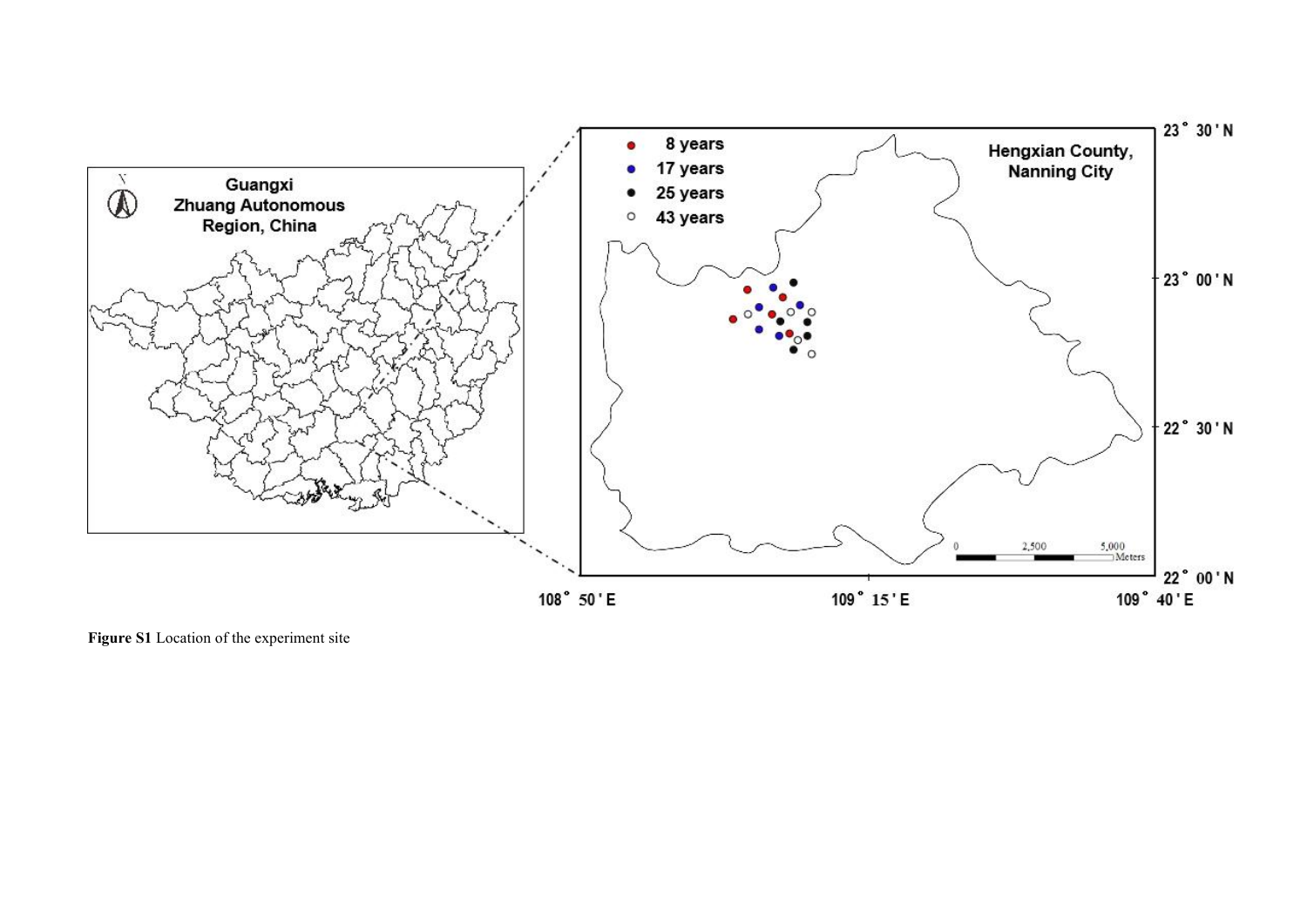Guangxi
Zhuang Autonomous
Region, China

8 years
17 years
25 years
43 years

Hengxian County,
Nanning City

23° 30' N
23° 00' N
22° 30' N
22° 00' N

108° 50' E
109° 15' E
109° 40' E

0
2,500
5,000
Meters

**Figure S1** Location of the experiment site